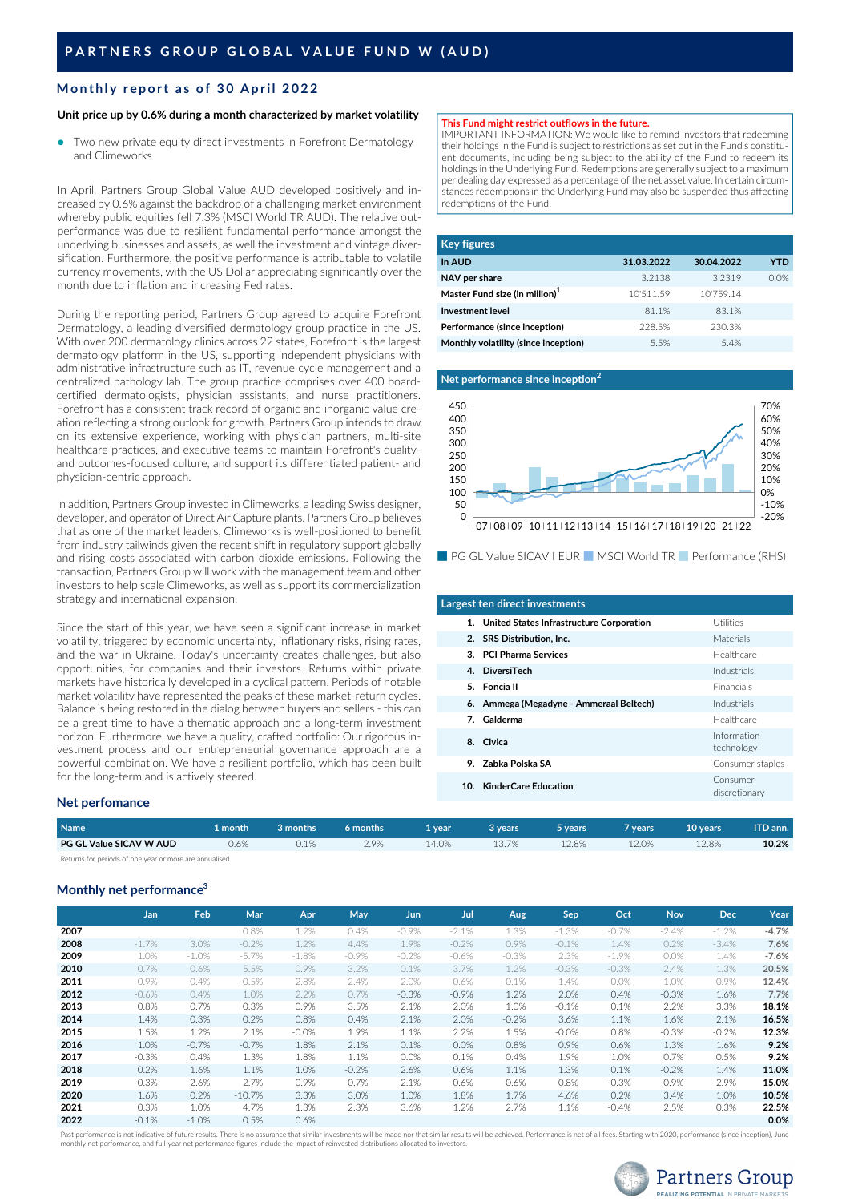# PARTNERS GROUP GLOBAL VALUE FUND W (AUD)

## Monthly report as of 30 April 2022

**Unit price up by 0.6% during a month characterized by market volatility**

- Two new private equity direct investments in Forefront Dermatology and Climeworks

In April, Partners Group Global Value AUD developed positively and increased by 0.6% against the backdrop of a challenging market environment whereby public equities fell 7.3% (MSCI World TR AUD). The relative outperformance was due to resilient fundamental performance amongst the underlying businesses and assets, as well the investment and vintage diversification. Furthermore, the positive performance is attributable to volatile currency movements, with the US Dollar appreciating significantly over the month due to inflation and increasing Fed rates.

During the reporting period, Partners Group agreed to acquire Forefront Dermatology, a leading diversified dermatology group practice in the US. With over 200 dermatology clinics across 22 states, Forefront is the largest dermatology platform in the US, supporting independent physicians with administrative infrastructure such as IT, revenue cycle management and a centralized pathology lab. The group practice comprises over 400 board-certified dermatologists, physician assistants, and nurse practitioners. Forefront has a consistent track record of organic and inorganic value creation reflecting a strong outlook for growth. Partners Group intends to draw on its extensive experience, working with physician partners, multi-site healthcare practices, and executive teams to maintain Forefront's quality- and outcomes-focused culture, and support its differentiated patient- and physician-centric approach.

In addition, Partners Group invested in Climeworks, a leading Swiss designer, developer, and operator of Direct Air Capture plants. Partners Group believes that as one of the market leaders, Climeworks is well-positioned to benefit from industry tailwinds given the recent shift in regulatory support globally and rising costs associated with carbon dioxide emissions. Following the transaction, Partners Group will work with the management team and other investors to help scale Climeworks, as well as support its commercialization strategy and international expansion.

Since the start of this year, we have seen a significant increase in market volatility, triggered by economic uncertainty, inflationary risks, rising rates, and the war in Ukraine. Today's uncertainty creates challenges, but also opportunities, for companies and their investors. Returns within private markets have historically developed in a cyclical pattern. Periods of notable market volatility have represented the peaks of these market-return cycles. Balance is being restored in the dialog between buyers and sellers - this can be a great time to have a thematic approach and a long-term investment horizon. Furthermore, we have a quality, crafted portfolio: Our rigorous investment process and our entrepreneurial governance approach are a powerful combination. We have a resilient portfolio, which has been built for the long-term and is actively steered.

**This Fund might restrict outflows in the future.**
IMPORTANT INFORMATION: We would like to remind investors that redeeming their holdings in the Fund is subject to restrictions as set out in the Fund's constituent documents, including being subject to the ability of the Fund to redeem its holdings in the Underlying Fund. Redemptions are generally subject to a maximum per dealing day expressed as a percentage of the net asset value. In certain circumstances redemptions in the Underlying Fund may also be suspended thus affecting redemptions of the Fund.

### Key figures

| In AUD | 31.03.2022 | 30.04.2022 | YTD |
|---|---|---|---|
| NAV per share | 3.2138 | 3.2319 | 0.0% |
| Master Fund size (in million)[1] | 10'511.59 | 10'759.14 | |
| Investment level | 81.1% | 83.1% | |
| Performance (since inception) | 228.5% | 230.3% | |
| Monthly volatility (since inception) | 5.5% | 5.4% | |

### Net performance since inception[2]

PG GL Value SICAV I EUR · MSCI World TR · Performance (RHS)

### Largest ten direct investments

| | Name | Sector |
|---|---|---|
| 1. | United States Infrastructure Corporation | Utilities |
| 2. | SRS Distribution, Inc. | Materials |
| 3. | PCI Pharma Services | Healthcare |
| 4. | DiversiTech | Industrials |
| 5. | Foncia II | Financials |
| 6. | Ammega (Megadyne - Ammeraal Beltech) | Industrials |
| 7. | Galderma | Healthcare |
| 8. | Civica | Information technology |
| 9. | Zabka Polska SA | Consumer staples |
| 10. | KinderCare Education | Consumer discretionary |

### Net perfomance

| Name | 1 month | 3 months | 6 months | 1 year | 3 years | 5 years | 7 years | 10 years | ITD ann. |
|---|---|---|---|---|---|---|---|---|---|
| PG GL Value SICAV W AUD | 0.6% | 0.1% | 2.9% | 14.0% | 13.7% | 12.8% | 12.0% | 12.8% | **10.2%** |

Returns for periods of one year or more are annualised.

### Monthly net performance[3]

| | Jan | Feb | Mar | Apr | May | Jun | Jul | Aug | Sep | Oct | Nov | Dec | Year |
|---|---|---|---|---|---|---|---|---|---|---|---|---|---|
| **2007** | | | 0.8% | 1.2% | 0.4% | -0.9% | -2.1% | 1.3% | -1.3% | -0.7% | -2.4% | -1.2% | **-4.7%** |
| **2008** | -1.7% | 3.0% | -0.2% | 1.2% | 4.4% | 1.9% | -0.2% | 0.9% | -0.1% | 1.4% | 0.2% | -3.4% | **7.6%** |
| **2009** | 1.0% | -1.0% | -5.7% | -1.8% | -0.9% | -0.2% | -0.6% | -0.3% | 2.3% | -1.9% | 0.0% | 1.4% | **-7.6%** |
| **2010** | 0.7% | 0.6% | 5.5% | 0.9% | 3.2% | 0.1% | 3.7% | 1.2% | -0.3% | -0.3% | 2.4% | 1.3% | **20.5%** |
| **2011** | 0.9% | 0.4% | -0.5% | 2.8% | 2.4% | 2.0% | 0.6% | -0.1% | 1.4% | 0.0% | 1.0% | 0.9% | **12.4%** |
| **2012** | -0.6% | 0.4% | 1.0% | 2.2% | 0.7% | -0.3% | -0.9% | 1.2% | 2.0% | 0.4% | -0.3% | 1.6% | **7.7%** |
| **2013** | 0.8% | 0.7% | 0.3% | 0.9% | 3.5% | 2.1% | 2.0% | 1.0% | -0.1% | 0.1% | 2.2% | 3.3% | **18.1%** |
| **2014** | 1.4% | 0.3% | 0.2% | 0.8% | 0.4% | 2.1% | 2.0% | -0.2% | 3.6% | 1.1% | 1.6% | 2.1% | **16.5%** |
| **2015** | 1.5% | 1.2% | 2.1% | -0.0% | 1.9% | 1.1% | 2.2% | 1.5% | -0.0% | 0.8% | -0.3% | -0.2% | **12.3%** |
| **2016** | 1.0% | -0.7% | -0.7% | 1.8% | 2.1% | 0.1% | 0.0% | 0.8% | 0.9% | 0.6% | 1.3% | 1.6% | **9.2%** |
| **2017** | -0.3% | 0.4% | 1.3% | 1.8% | 1.1% | 0.0% | 0.1% | 0.4% | 1.9% | 1.0% | 0.7% | 0.5% | **9.2%** |
| **2018** | 0.2% | 1.6% | 1.1% | 1.0% | -0.2% | 2.6% | 0.6% | 1.1% | 1.3% | 0.1% | -0.2% | 1.4% | **11.0%** |
| **2019** | -0.3% | 2.6% | 2.7% | 0.9% | 0.7% | 2.1% | 0.6% | 0.6% | 0.8% | -0.3% | 0.9% | 2.9% | **15.0%** |
| **2020** | 1.6% | 0.2% | -10.7% | 3.3% | 3.0% | 1.0% | 1.8% | 1.7% | 4.6% | 0.2% | 3.4% | 1.0% | **10.5%** |
| **2021** | 0.3% | 1.0% | 4.7% | 1.3% | 2.3% | 3.6% | 1.2% | 2.7% | 1.1% | -0.4% | 2.5% | 0.3% | **22.5%** |
| **2022** | -0.1% | -1.0% | 0.5% | 0.6% | | | | | | | | | **0.0%** |

Past performance is not indicative of future results. There is no assurance that similar investments will be made nor that similar results will be achieved. Performance is net of all fees. Starting with 2020, performance (since inception), June monthly net performance, and full-year net performance figures include the impact of reinvested distributions allocated to investors.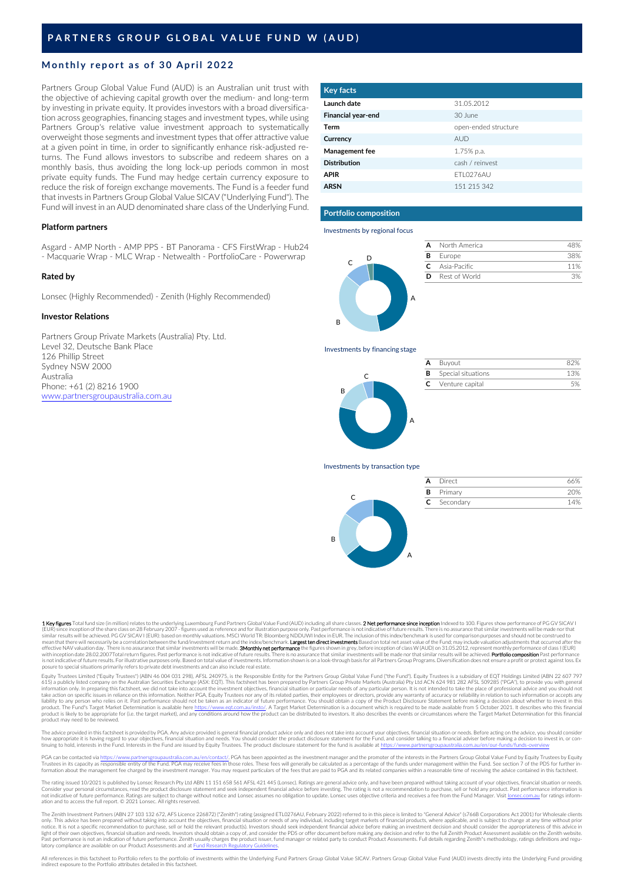# PARTNERS GROUP GLOBAL VALUE FUND W (AUD)

## Monthly report as of 30 April 2022

Partners Group Global Value Fund (AUD) is an Australian unit trust with the objective of achieving capital growth over the medium- and long-term by investing in private equity. It provides investors with a broad diversification across geographies, financing stages and investment types, while using Partners Group's relative value investment approach to systematically overweight those segments and investment types that offer attractive value at a given point in time, in order to significantly enhance risk-adjusted returns. The Fund allows investors to subscribe and redeem shares on a monthly basis, thus avoiding the long lock-up periods common in most private equity funds. The Fund may hedge certain currency exposure to reduce the risk of foreign exchange movements. The Fund is a feeder fund that invests in Partners Group Global Value SICAV ("Underlying Fund"). The Fund will invest in an AUD denominated share class of the Underlying Fund.

### Platform partners

Asgard - AMP North - AMP PPS - BT Panorama - CFS FirstWrap - Hub24 - Macquarie Wrap - MLC Wrap - Netwealth - PortfolioCare - Powerwrap

### Rated by

Lonsec (Highly Recommended) - Zenith (Highly Recommended)

### Investor Relations

Partners Group Private Markets (Australia) Pty. Ltd.
Level 32, Deutsche Bank Place
126 Phillip Street
Sydney NSW 2000
Australia
Phone: +61 (2) 8216 1900
www.partnersgroupaustralia.com.au

### Key facts

| | |
|---|---|
| **Launch date** | 31.05.2012 |
| **Financial year-end** | 30 June |
| **Term** | open-ended structure |
| **Currency** | AUD |
| **Management fee** | 1.75% p.a. |
| **Distribution** | cash / reinvest |
| **APIR** | ETL0276AU |
| **ARSN** | 151 215 342 |

### Portfolio composition

#### Investments by regional focus

| | | |
|---|---|---|
| A | North America | 48% |
| B | Europe | 38% |
| C | Asia-Pacific | 11% |
| D | Rest of World | 3% |

#### Investments by financing stage

| | | |
|---|---|---|
| A | Buyout | 82% |
| B | Special situations | 13% |
| C | Venture capital | 5% |

#### Investments by transaction type

| | | |
|---|---|---|
| A | Direct | 66% |
| B | Primary | 20% |
| C | Secondary | 14% |

**1 Key figures** Total fund size (in million) relates to the underlying Luxembourg Fund Partners Global Value Fund (AUD) including all share classes. **2 Net performance since inception** Indexed to 100. Figures show performance of PG GV SICAV I (EUR) since inception of the share class on 28 February 2007 - figures used as reference and for illustration purpose only. Past performance is not indicative of future results. There is no assurance that similar investments will be made nor that similar results will be achieved. PG GV SICAV I (EUR): based on monthly valuations. MSCI World TR: Bloomberg NDDUWI Index in EUR. The inclusion of this index/benchmark is used for comparison purposes and should not be construed to mean that there will necessarily be a correlation between the fund/investment return and the index/benchmark. **Largest ten direct investments** Based on total net asset value of the Fund; may include valuation adjustments that occurred after the effective NAV valuation day. There is no assurance that similar investments will be made. **3Monthly net performance** the figures shown in grey, before inception of class W (AUD) on 31.05.2012, represent monthly performance of class I (EUR) with inception date 28.02.2007Total return figures. Past performance is not indicative of future results. There is no assurance that similar investments will be made nor that similar results will be achieved. **Portfolio composition** Past performance is not indicative of future results. For illustrative purposes only. Based on total value of investments. Information shown is on a look-through basis for all Partners Group Programs. Diversification does not ensure a profit or protect against loss. Exposure to special situations primarily refers to private debt investments and can also include real estate.

Equity Trustees Limited ("Equity Trustees") (ABN 46 004 031 298), AFSL 240975, is the Responsible Entity for the Partners Group Global Value Fund ("the Fund"). Equity Trustees is a subsidiary of EQT Holdings Limited (ABN 22 607 797 615) a publicly listed company on the Australian Securities Exchange (ASX: EQT). This factsheet has been prepared by Partners Group Private Markets (Australia) Pty Ltd ACN 624 981 282 AFSL 509285 ("PGA"), to provide you with general information only. In preparing this factsheet, we did not take into account the investment objectives, financial situation or particular needs of any particular person. It is not intended to take the place of professional advice and you should not take action on specific issues in reliance on this information. Neither PGA, Equity Trustees nor any of its related parties, their employees or directors, provide any warranty of accuracy or reliability in relation to such information or accepts any liability to any person who relies on it. Past performance should not be taken as an indicator of future performance. You should obtain a copy of the Product Disclosure Statement before making a decision about whether to invest in this product. The Fund's Target Market Determination is available here https://www.eqt.com.au/insto/. A Target Market Determination is a document which is required to be made available from 5 October 2021. It describes who this financial product is likely to be appropriate for (i.e. the target market), and any conditions around how the product can be distributed to investors. It also describes the events or circumstances where the Target Market Determination for this financial product may need to be reviewed.

The advice provided in this factsheet is provided by PGA. Any advice provided is general financial product advice only and does not take into account your objectives, financial situation or needs. Before acting on the advice, you should consider how appropriate it is having regard to your objectives, financial situation and needs. You should consider the product disclosure statement for the Fund, and consider talking to a financial adviser before making a decision to invest in, or continuing to hold, interests in the Fund. Interests in the Fund are issued by Equity Trustees. The product disclosure statement for the fund is available at https://www.partnersgroupaustralia.com.au/en/our-funds/funds-overview

PGA can be contacted via https://www.partnersgroupaustralia.com.au/en/contact/. PGA has been appointed as the investment manager and the promoter of the interests in the Partners Group Global Value Fund by Equity Trustees by Equity Trustees in its capacity as responsible entity of the Fund. PGA may receive fees in those roles. These fees will generally be calculated as a percentage of the funds under management within the Fund. See section 7 of the PDS for further information about the management fee charged by the investment manager. You may request particulars of the fees that are paid to PGA and its related companies within a reasonable time of receiving the advice contained in this factsheet.

The rating issued 10/2021 is published by Lonsec Research Pty Ltd ABN 11 151 658 561 AFSL 421 445 (Lonsec). Ratings are general advice only, and have been prepared without taking account of your objectives, financial situation or needs. Consider your personal circumstances, read the product disclosure statement and seek independent financial advice before investing. The rating is not a recommendation to purchase, sell or hold any product. Past performance information is not indicative of future performance. Ratings are subject to change without notice and Lonsec assumes no obligation to update. Lonsec uses objective criteria and receives a fee from the Fund Manager. Visit lonsec.com.au for ratings information and to access the full report. © 2021 Lonsec. All rights reserved.

The Zenith Investment Partners (ABN 27 103 132 672, AFS Licence 226872) ("Zenith") rating (assigned ETL0276AU, February 2022) referred to in this piece is limited to "General Advice" (s766B Corporations Act 2001) for Wholesale clients only. This advice has been prepared without taking into account the objectives, financial situation or needs of any individual, including target markets of financial products, where applicable, and is subject to change at any time without prior notice. It is not a specific recommendation to purchase, sell or hold the relevant product(s). Investors should seek independent financial advice before making an investment decision and should consider the appropriateness of this advice in light of their own objectives, financial situation and needs. Investors should obtain a copy of, and consider the PDS or offer document before making any decision and refer to the full Zenith Product Assessment available on the Zenith website. Past performance is not an indication of future performance. Zenith usually charges the product issuer, fund manager or related party to conduct Product Assessments. Full details regarding Zenith's methodology, ratings definitions and regulatory compliance are available on our Product Assessments and at Fund Research Regulatory Guidelines.

All references in this factsheet to Portfolio refers to the portfolio of investments within the Underlying Fund Partners Group Global Value SICAV. Partners Group Global Value Fund (AUD) invests directly into the Underlying Fund providing indirect exposure to the Portfolio attributes detailed in this factsheet.